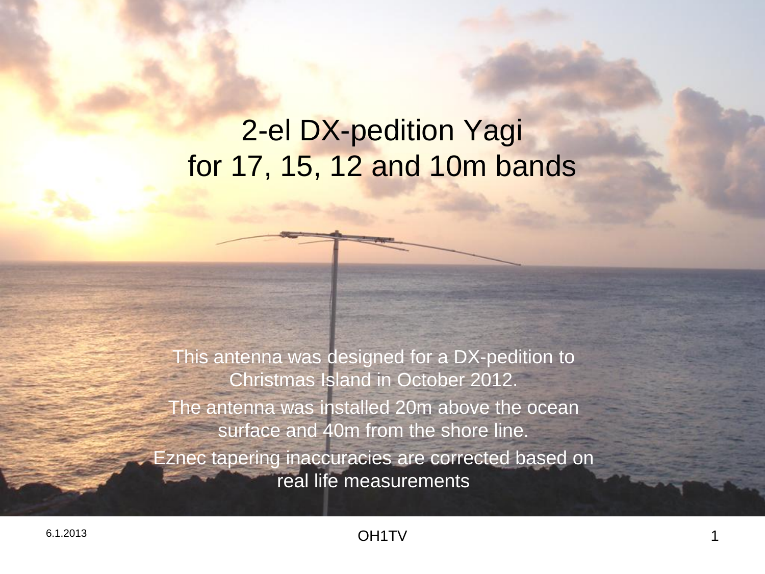# 2-el DX-pedition Yagi for 17, 15, 12 and 10m bands

This antenna was designed for a DX-pedition to Christmas Island in October 2012.

The antenna was installed 20m above the ocean surface and 40m from the shore line.

Eznec tapering inaccuracies are corrected based on real life measurements

6.1.2013

OH1TV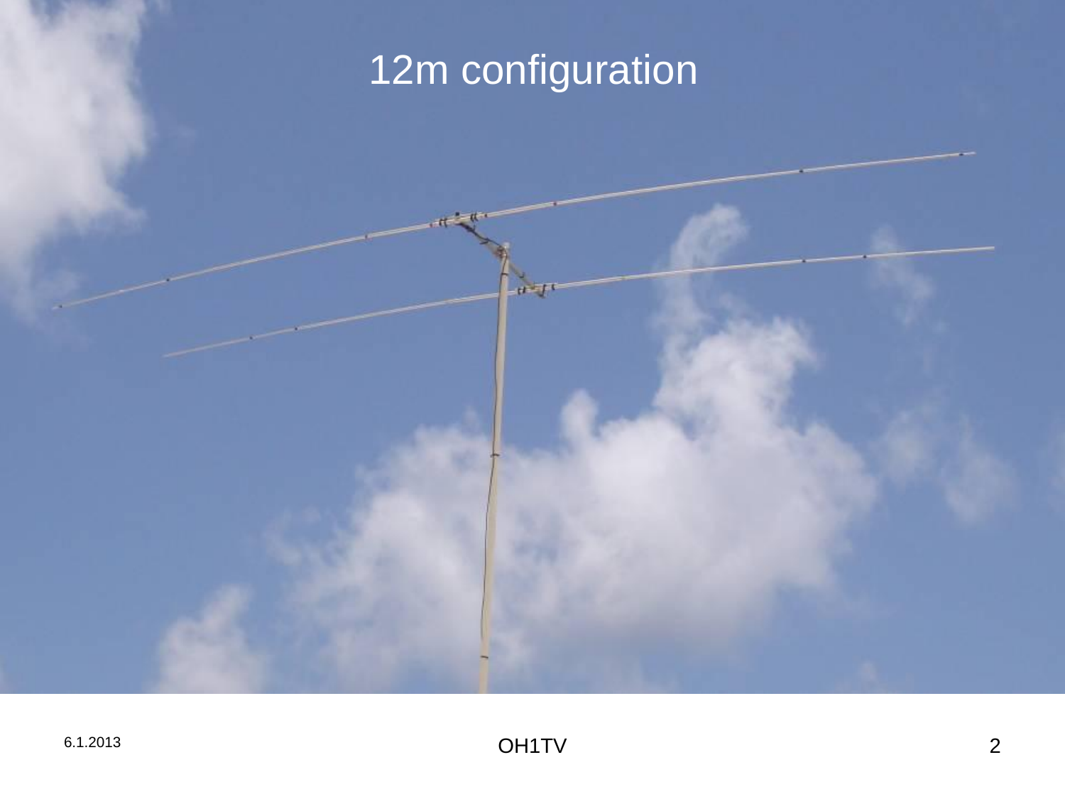# 12m configuration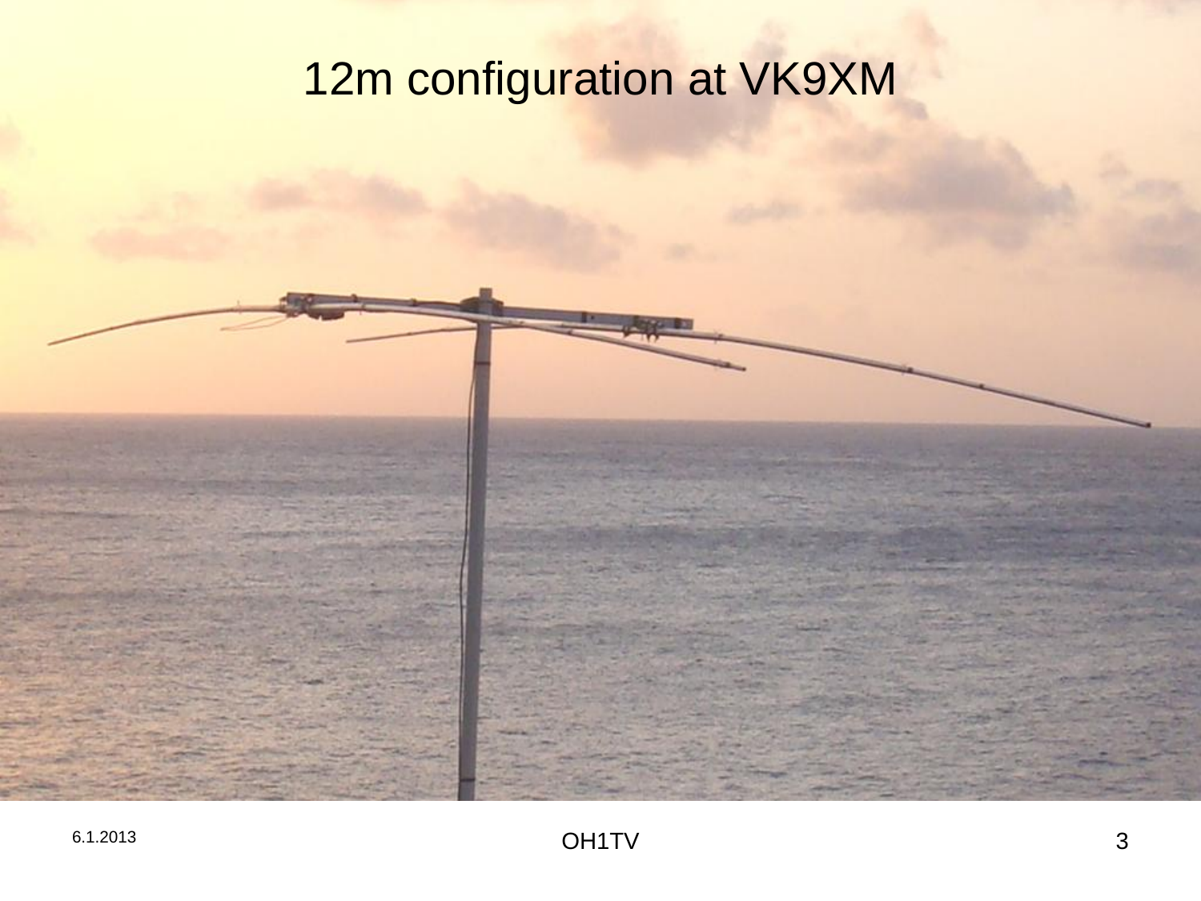# 12m configuration at VK9XM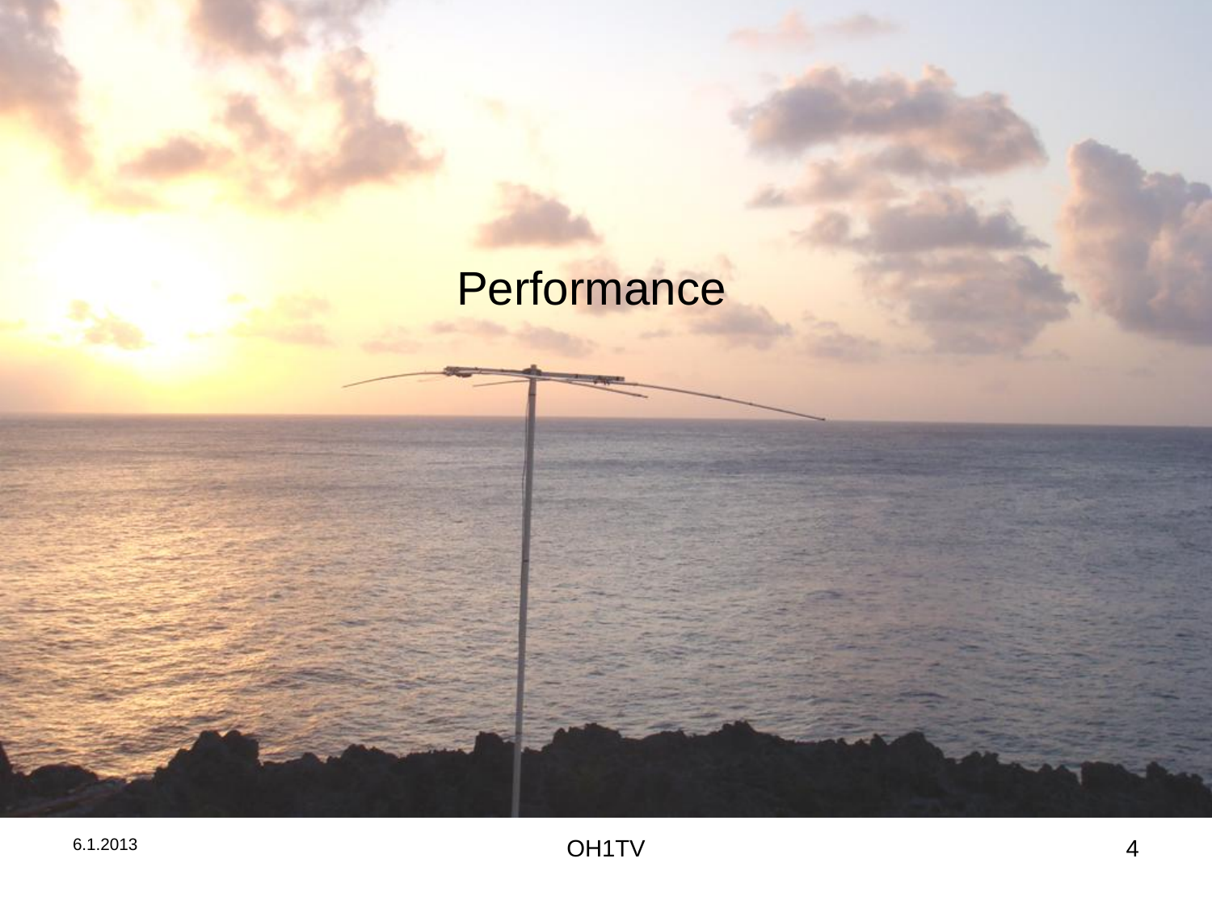# Performance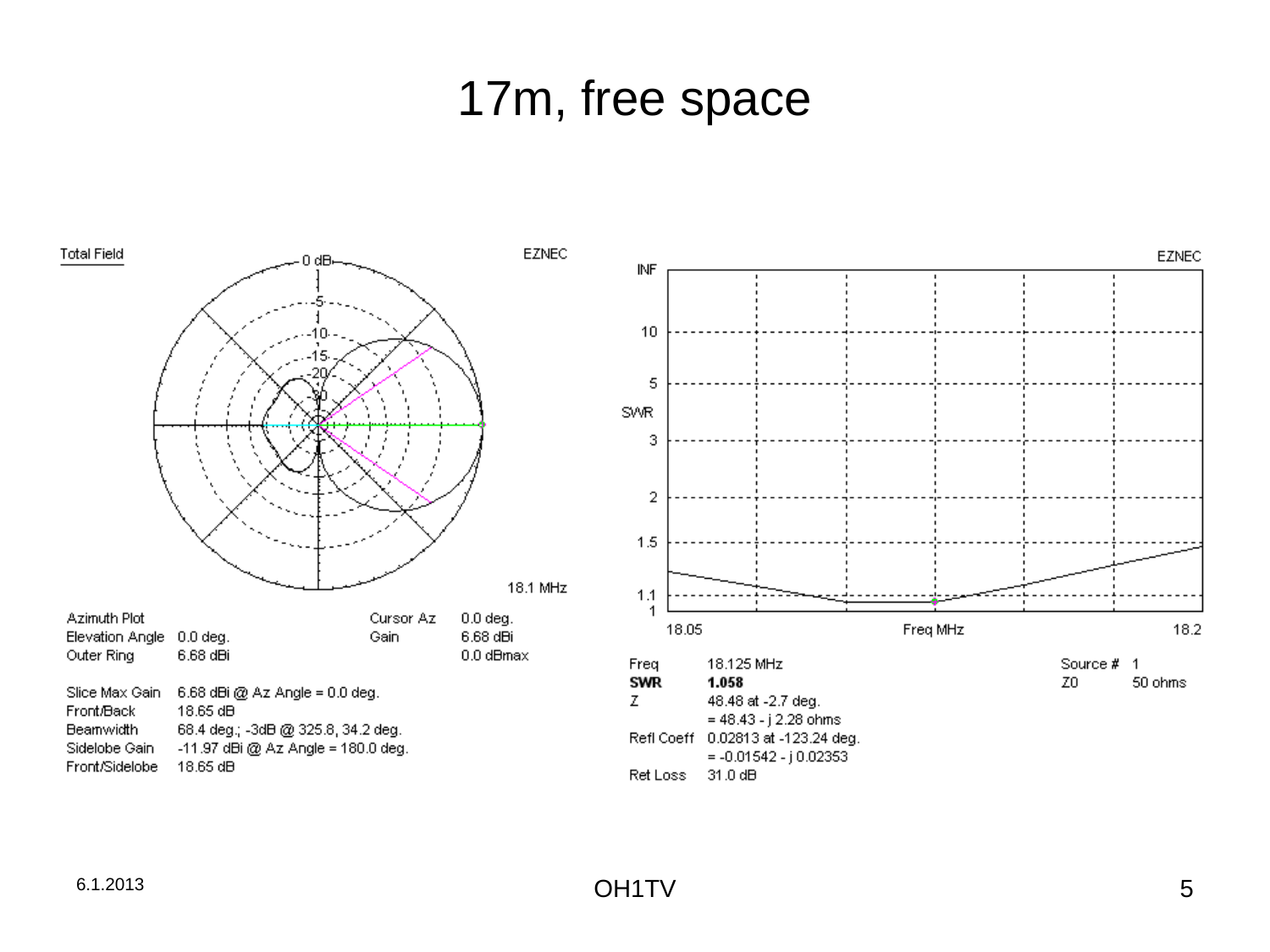# 17m, free space

Total Field

EZNEC

0 dB

-5

-10

-15

-20

-30

18.1 MHz

Azimuth Plot

Elevation Angle 0.0 deg.

Outer Ring 6.68 dBi

Cursor Az 0.0 deg.

Gain 6.68 dBi

0.0 dBmax

Slice Max Gain 6.68 dBi @ Az Angle = 0.0 deg.

Front/Back 18.65 dB

Beamwidth 68.4 deg.; -3dB @ 325.8, 34.2 deg.

Sidelobe Gain -11.97 dBi @ Az Angle = 180.0 deg.

Front/Sidelobe 18.65 dB

EZNEC

INF

10

5

SWR

3

2

1.5

1.1

1

18.05

Freq MHz

18.2

Freq 18.125 MHz

**SWR** **1.058**

Z 48.48 at -2.7 deg.

= 48.43 - j 2.28 ohms

Refl Coeff 0.02813 at -123.24 deg.

= -0.01542 - j 0.02353

Ret Loss 31.0 dB

Source # 1

Z0 50 ohms

6.1.2013

OH1TV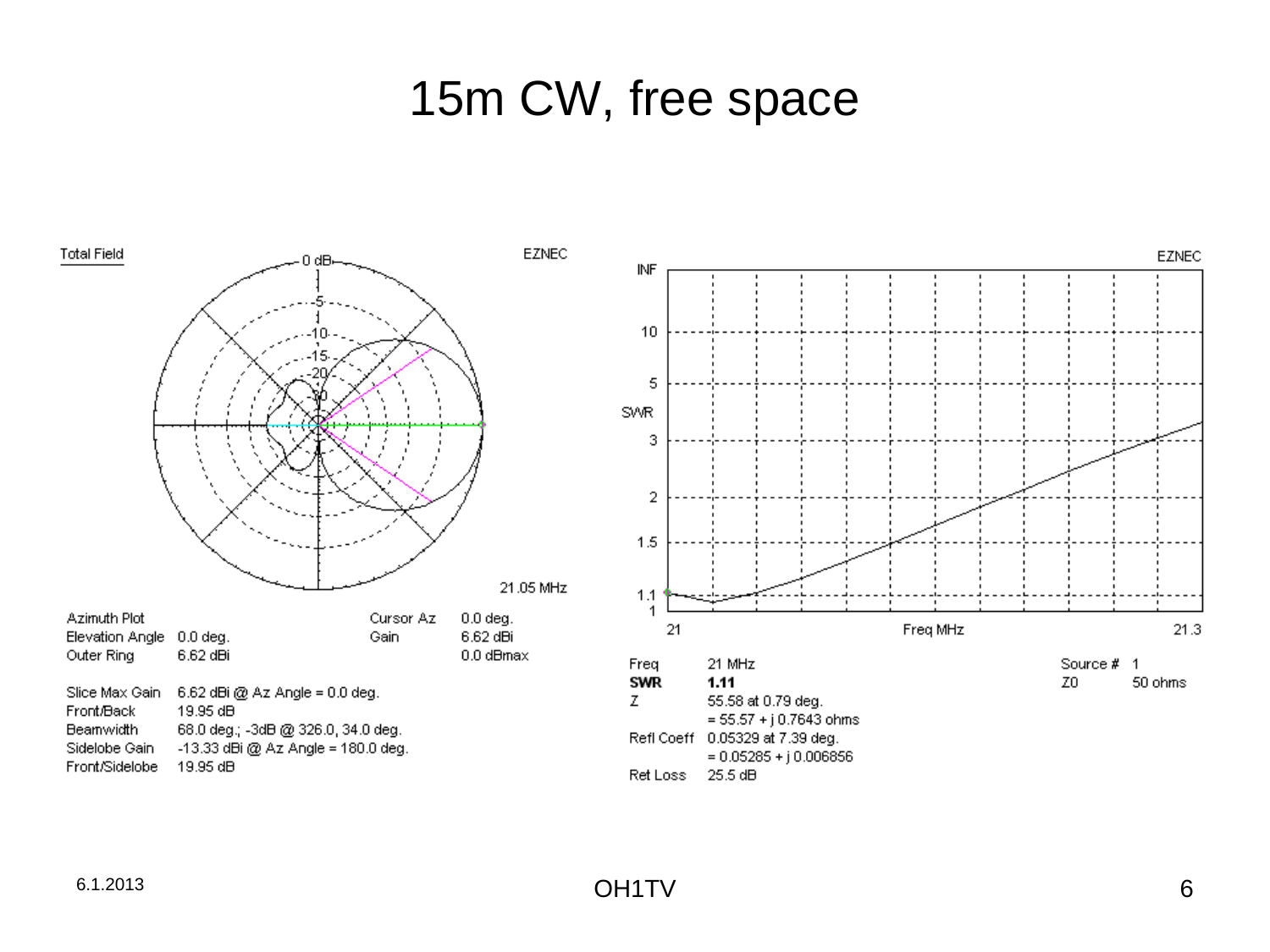# 15m CW, free space

Total Field

EZNEC

0 dB

-5

-10

-15

-20

-30

21.05 MHz

Azimuth Plot

Elevation Angle 0.0 deg.

Outer Ring 6.62 dBi

Cursor Az 0.0 deg.

Gain 6.62 dBi

0.0 dBmax

Slice Max Gain 6.62 dBi @ Az Angle = 0.0 deg.

Front/Back 19.95 dB

Beamwidth 68.0 deg.; -3dB @ 326.0, 34.0 deg.

Sidelobe Gain -13.33 dBi @ Az Angle = 180.0 deg.

Front/Sidelobe 19.95 dB

EZNEC

INF

10

5

SWR

3

2

1.5

1.1

1

21

Freq MHz

21.3

Freq 21 MHz

**SWR** **1.11**

Z 55.58 at 0.79 deg.

= 55.57 + j 0.7643 ohms

Refl Coeff 0.05329 at 7.39 deg.

= 0.05285 + j 0.006856

Ret Loss 25.5 dB

Source # 1

Z0 50 ohms

6.1.2013

OH1TV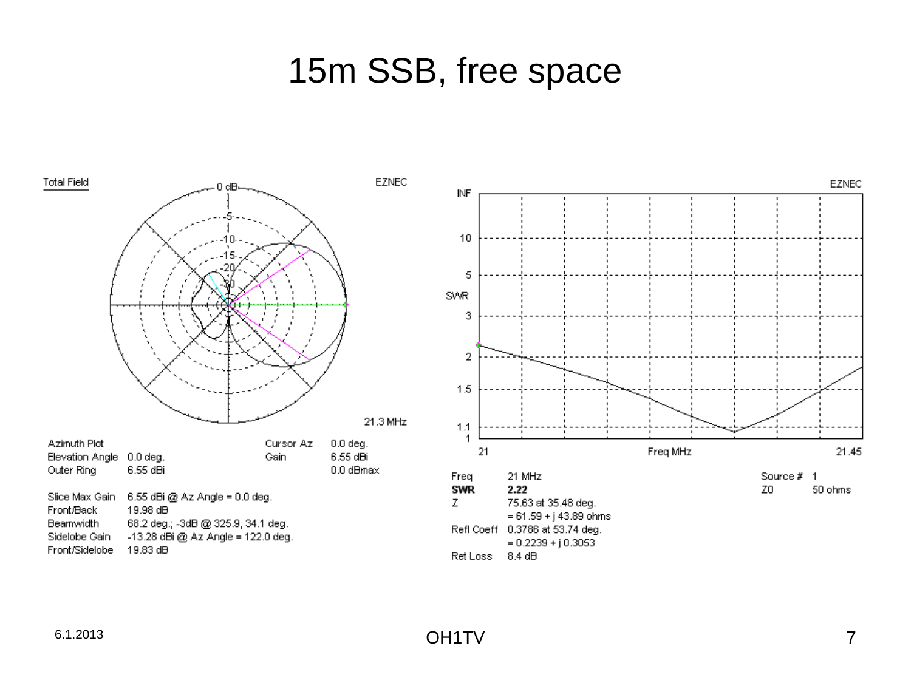# 15m SSB, free space

Total Field

EZNEC

0 dB

-5

-10

-15

-20

-30

21.3 MHz

Azimuth Plot
Elevation Angle 0.0 deg.
Outer Ring 6.55 dBi

Cursor Az 0.0 deg.
Gain 6.55 dBi
0.0 dBmax

Slice Max Gain 6.55 dBi @ Az Angle = 0.0 deg.
Front/Back 19.98 dB
Beamwidth 68.2 deg.; -3dB @ 325.9, 34.1 deg.
Sidelobe Gain -13.28 dBi @ Az Angle = 122.0 deg.
Front/Sidelobe 19.83 dB

EZNEC

INF

10

5

SWR

3

2

1.5

1.1

1

21

Freq MHz

21.45

Freq 21 MHz
**SWR** **2.22**
Z 75.63 at 35.48 deg.
= 61.59 + j 43.89 ohms
Refl Coeff 0.3786 at 53.74 deg.
= 0.2239 + j 0.3053
Ret Loss 8.4 dB

Source # 1
Z0 50 ohms

6.1.2013

OH1TV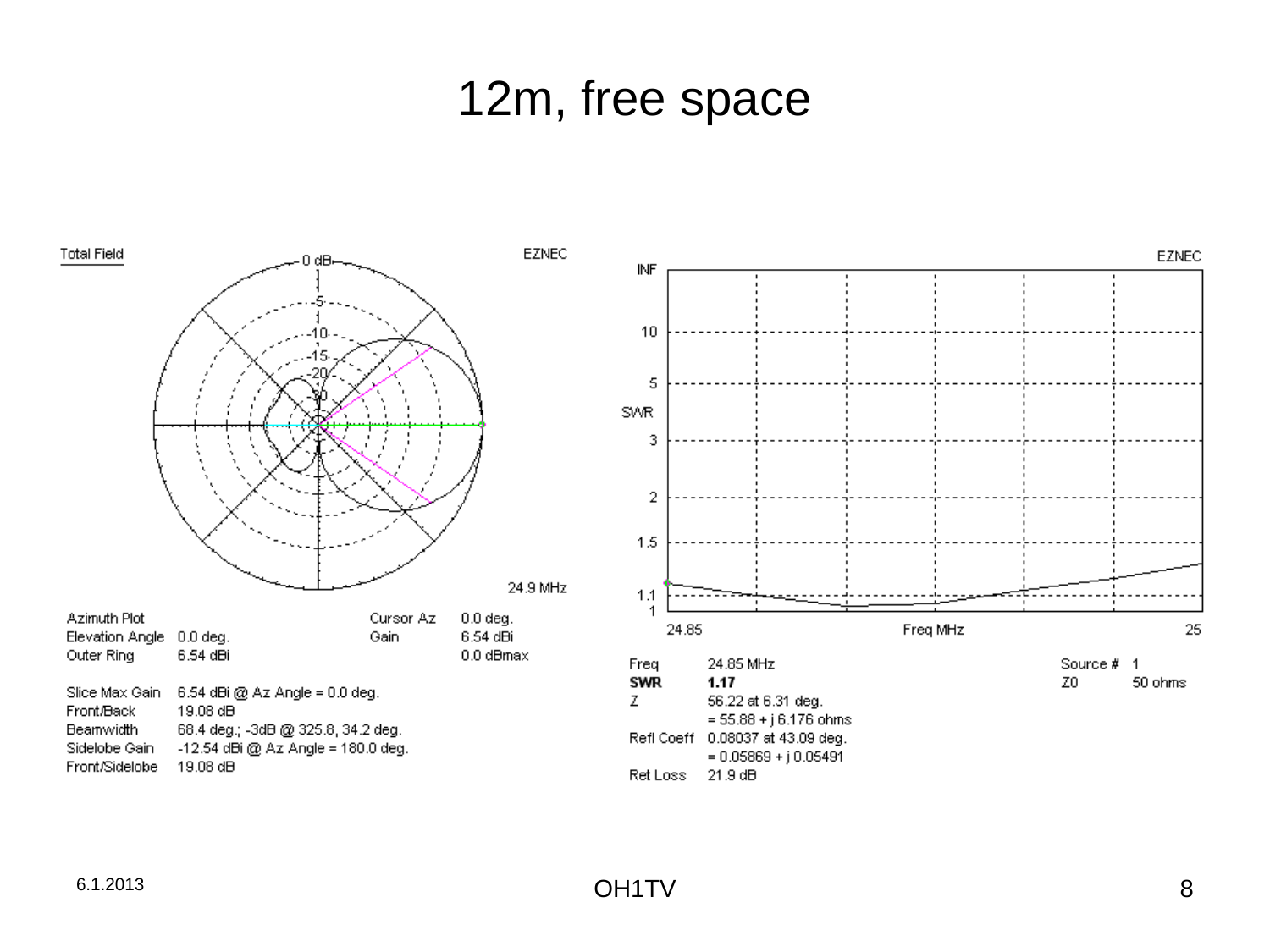# 12m, free space

Total Field

EZNEC

0 dB

-5

-10

-15

-20

-30

24.9 MHz

Azimuth Plot

Elevation Angle 0.0 deg.

Outer Ring 6.54 dBi

Cursor Az 0.0 deg.

Gain 6.54 dBi

0.0 dBmax

Slice Max Gain 6.54 dBi @ Az Angle = 0.0 deg.

Front/Back 19.08 dB

Beamwidth 68.4 deg.; -3dB @ 325.8, 34.2 deg.

Sidelobe Gain -12.54 dBi @ Az Angle = 180.0 deg.

Front/Sidelobe 19.08 dB

EZNEC

INF

10

5

SWR

3

2

1.5

1.1

1

24.85

Freq MHz

25

Freq 24.85 MHz

**SWR** **1.17**

Z 56.22 at 6.31 deg.

= 55.88 + j 6.176 ohms

Refl Coeff 0.08037 at 43.09 deg.

= 0.05869 + j 0.05491

Ret Loss 21.9 dB

Source # 1

Z0 50 ohms

6.1.2013

OH1TV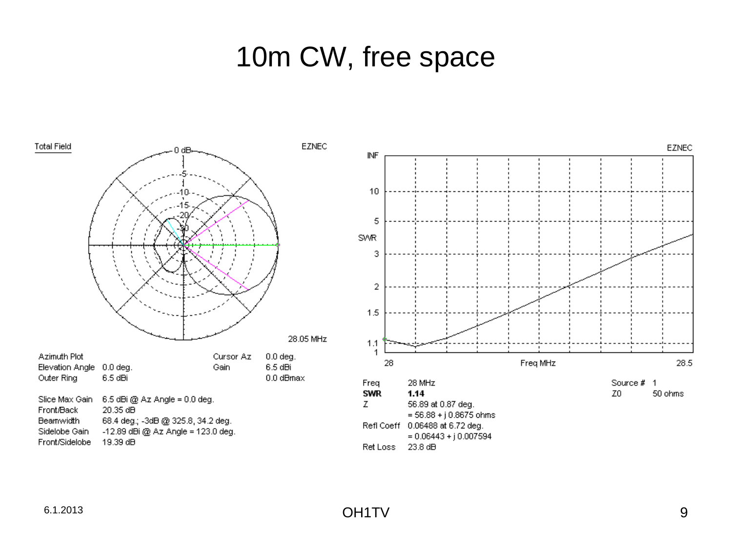# 10m CW, free space

Total Field

EZNEC

0 dB

-5

-10

-15

-20

-30

28.05 MHz

Azimuth Plot

Elevation Angle 0.0 deg.

Outer Ring 6.5 dBi

Cursor Az 0.0 deg.

Gain 6.5 dBi

0.0 dBmax

Slice Max Gain 6.5 dBi @ Az Angle = 0.0 deg.

Front/Back 20.35 dB

Beamwidth 68.4 deg.; -3dB @ 325.8, 34.2 deg.

Sidelobe Gain -12.89 dBi @ Az Angle = 123.0 deg.

Front/Sidelobe 19.39 dB

EZNEC

INF

10

5

SWR

3

2

1.5

1.1

1

28

Freq MHz

28.5

Freq 28 MHz

**SWR** **1.14**

Z 56.89 at 0.87 deg.

= 56.88 + j 0.8675 ohms

Refl Coeff 0.06488 at 6.72 deg.

= 0.06443 + j 0.007594

Ret Loss 23.8 dB

Source # 1

Z0 50 ohms

6.1.2013

OH1TV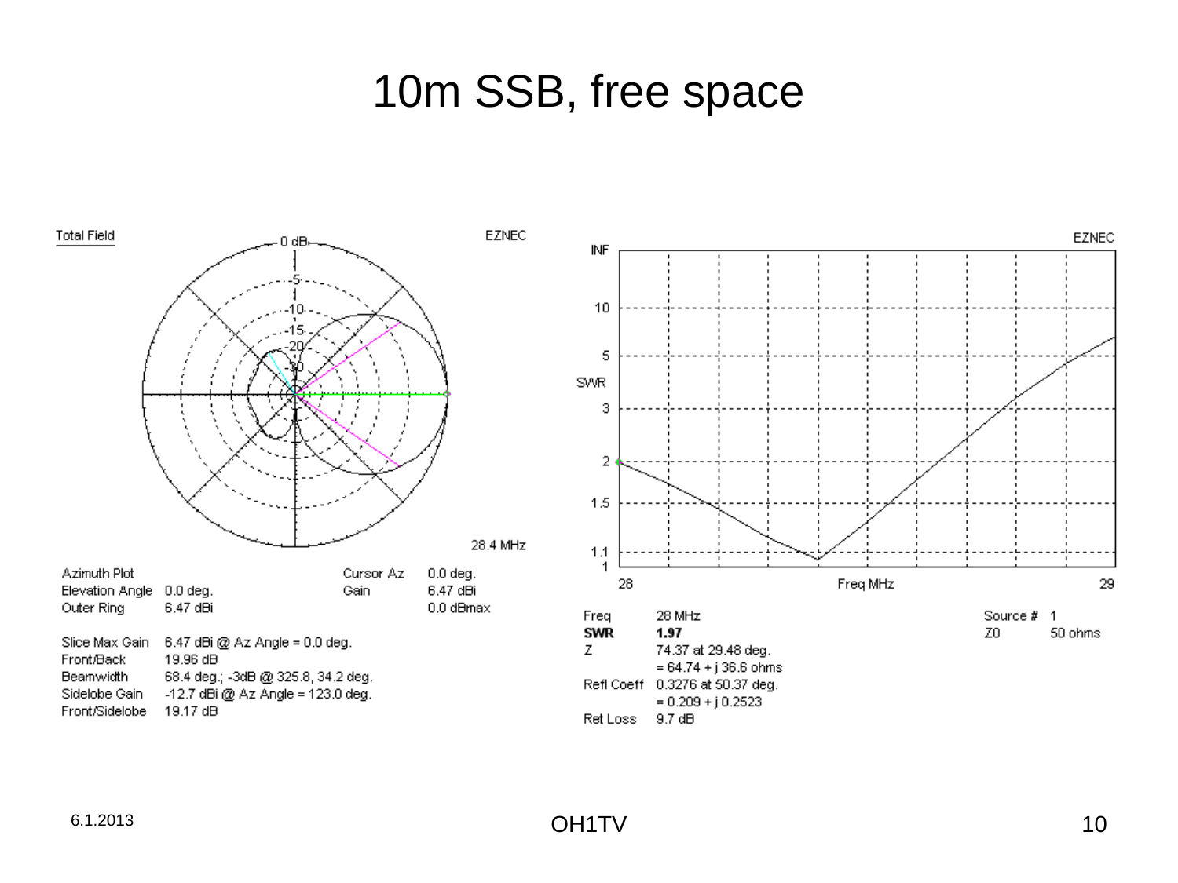# 10m SSB, free space

Total Field

EZNEC

0 dB

-5

-10

-15

-20

-30

28.4 MHz

Azimuth Plot

Elevation Angle 0.0 deg.

Outer Ring 6.47 dBi

Cursor Az 0.0 deg.

Gain 6.47 dBi

0.0 dBmax

Slice Max Gain 6.47 dBi @ Az Angle = 0.0 deg.

Front/Back 19.96 dB

Beamwidth 68.4 deg.; -3dB @ 325.8, 34.2 deg.

Sidelobe Gain -12.7 dBi @ Az Angle = 123.0 deg.

Front/Sidelobe 19.17 dB

EZNEC

INF

10

5

SWR

3

2

1.5

1.1

1

28

Freq MHz

29

Freq 28 MHz

**SWR** **1.97**

Z 74.37 at 29.48 deg.

= 64.74 + j 36.6 ohms

Refl Coeff 0.3276 at 50.37 deg.

= 0.209 + j 0.2523

Ret Loss 9.7 dB

Source # 1

Z0 50 ohms

6.1.2013

OH1TV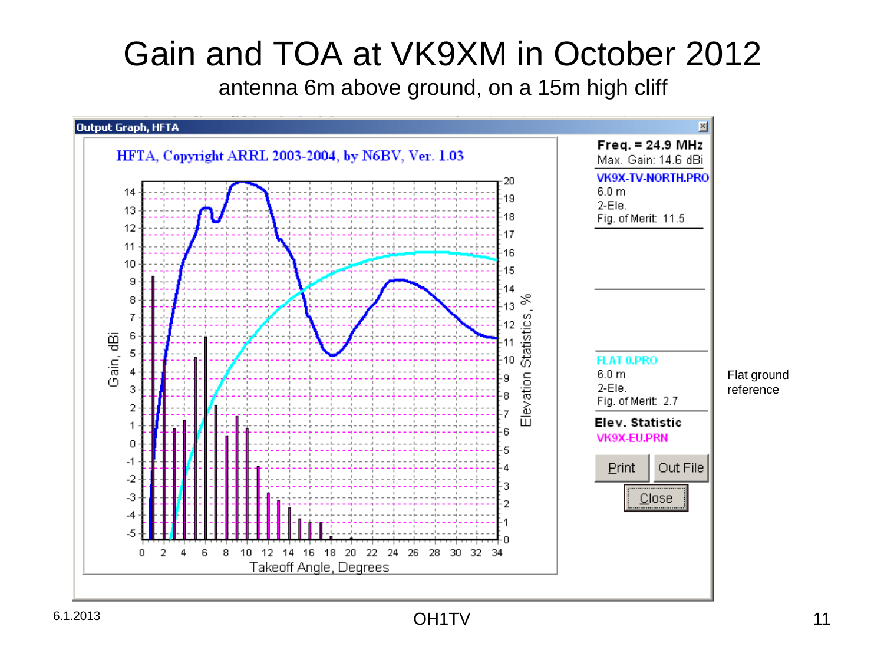# Gain and TOA at VK9XM in October 2012

antenna 6m above ground, on a 15m high cliff

Output Graph, HFTA

HFTA, Copyright ARRL 2003-2004, by N6BV, Ver. 1.03

Gain, dBi

14
13
12
11
10
9
8
7
6
5
4
3
2
1
0
-1
-2
-3
-4
-5

Elevation Statistics, %

20
19
18
17
16
15
14
13
12
11
10
9
8
7
6
5
4
3
2
1
0

0 2 4 6 8 10 12 14 16 18 20 22 24 26 28 30 32 34

Takeoff Angle, Degrees

Freq. = 24.9 MHz
Max. Gain: 14.6 dBi

VK9X-TV-NORTH.PRO
6.0 m
2-Ele.
Fig. of Merit: 11.5

FLAT 0.PRO
6.0 m
2-Ele.
Fig. of Merit: 2.7

Flat ground reference

Elev. Statistic
VK9X-EU.PRN

Print | Out File | Close

6.1.2013

OH1TV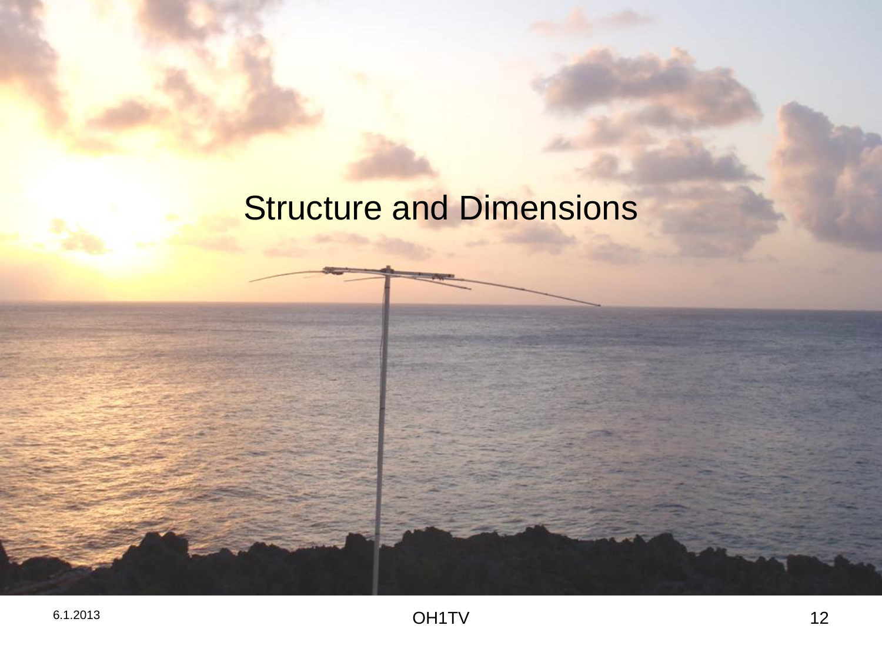# Structure and Dimensions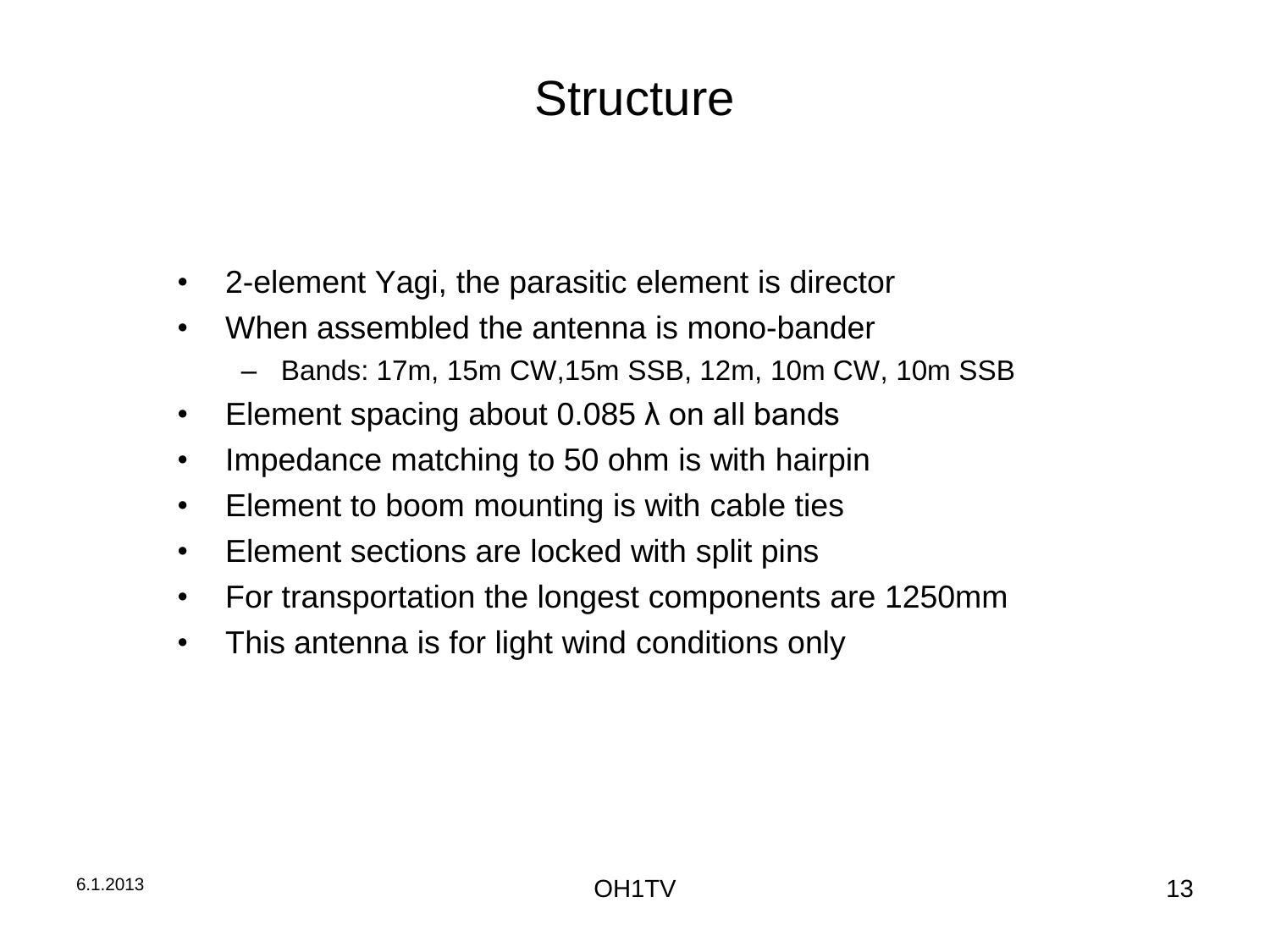# Structure

- 2-element Yagi, the parasitic element is director
- When assembled the antenna is mono-bander
  - Bands: 17m, 15m CW,15m SSB, 12m, 10m CW, 10m SSB
- Element spacing about 0.085 $\lambda$ on all bands
- Impedance matching to 50 ohm is with hairpin
- Element to boom mounting is with cable ties
- Element sections are locked with split pins
- For transportation the longest components are 1250mm
- This antenna is for light wind conditions only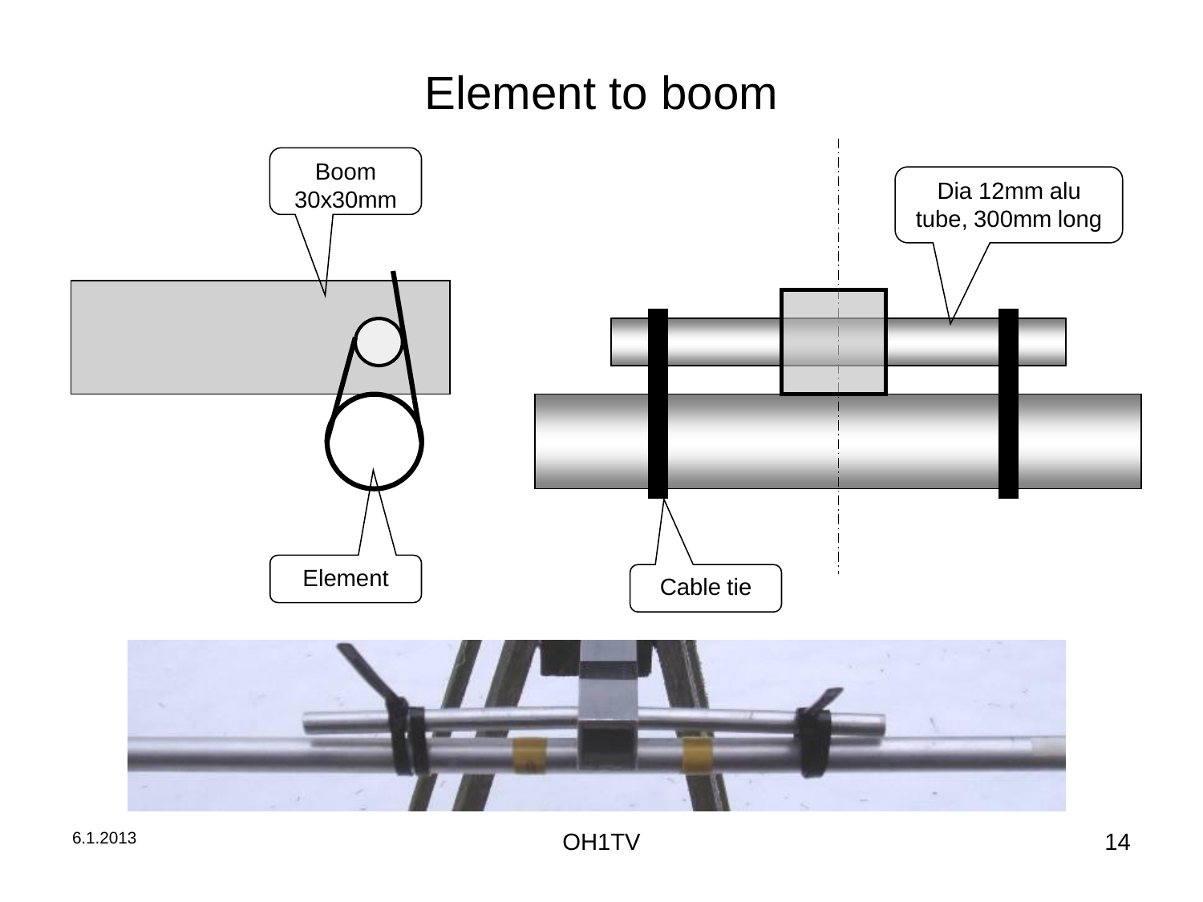# Element to boom

Boom 30x30mm

Element

Dia 12mm alu tube, 300mm long

Cable tie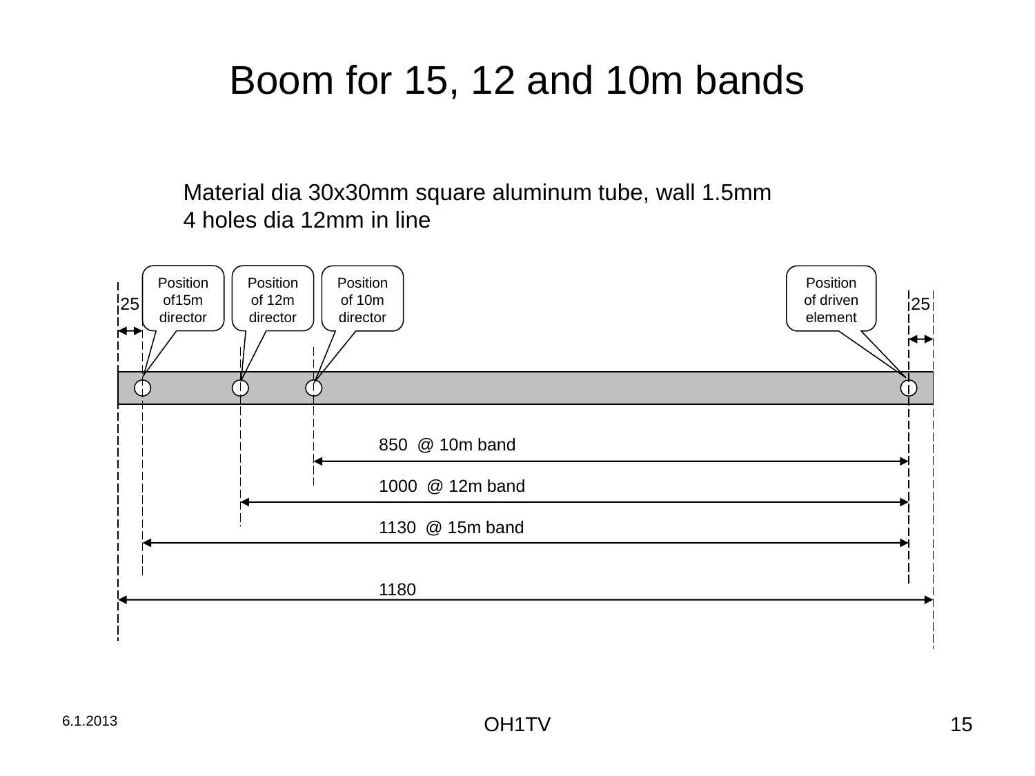# Boom for 15, 12 and 10m bands

Material dia 30x30mm square aluminum tube, wall 1.5mm
4 holes dia 12mm in line

Position of15m director

Position of 12m director

Position of 10m director

Position of driven element

25

25

850 @ 10m band

1000 @ 12m band

1130 @ 15m band

1180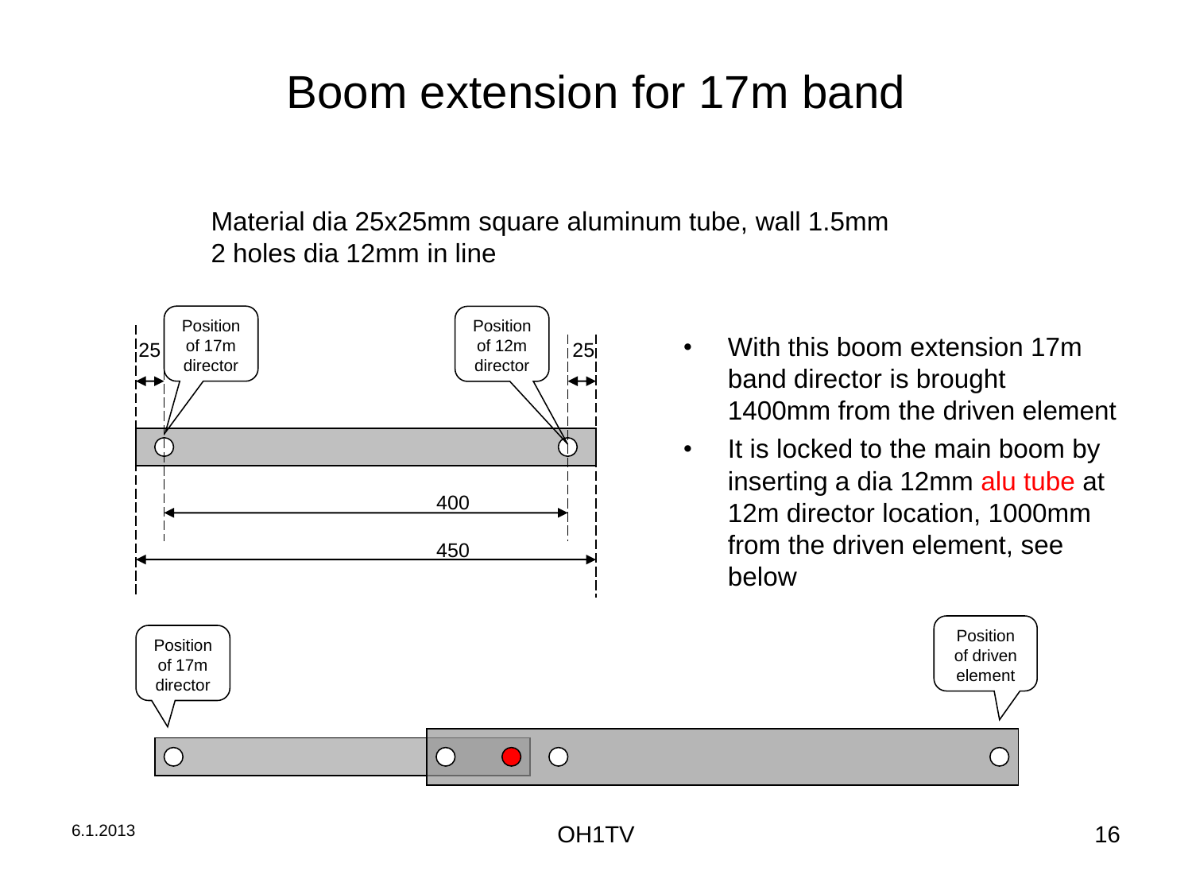# Boom extension for 17m band

Material dia 25x25mm square aluminum tube, wall 1.5mm
2 holes dia 12mm in line

Position of 17m director

Position of 12m director

25

25

400

450

- With this boom extension 17m band director is brought 1400mm from the driven element
- It is locked to the main boom by inserting a dia 12mm alu tube at 12m director location, 1000mm from the driven element, see below

Position of 17m director

Position of driven element

6.1.2013

OH1TV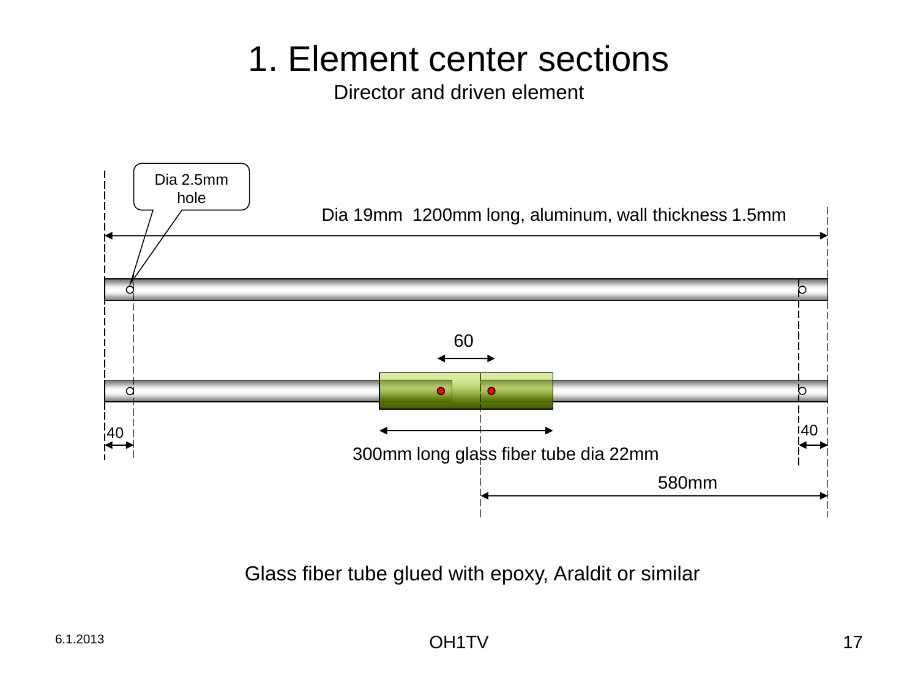# 1. Element center sections

Director and driven element

Dia 2.5mm hole

Dia 19mm 1200mm long, aluminum, wall thickness 1.5mm

60

40

40

300mm long glass fiber tube dia 22mm

580mm

Glass fiber tube glued with epoxy, Araldit or similar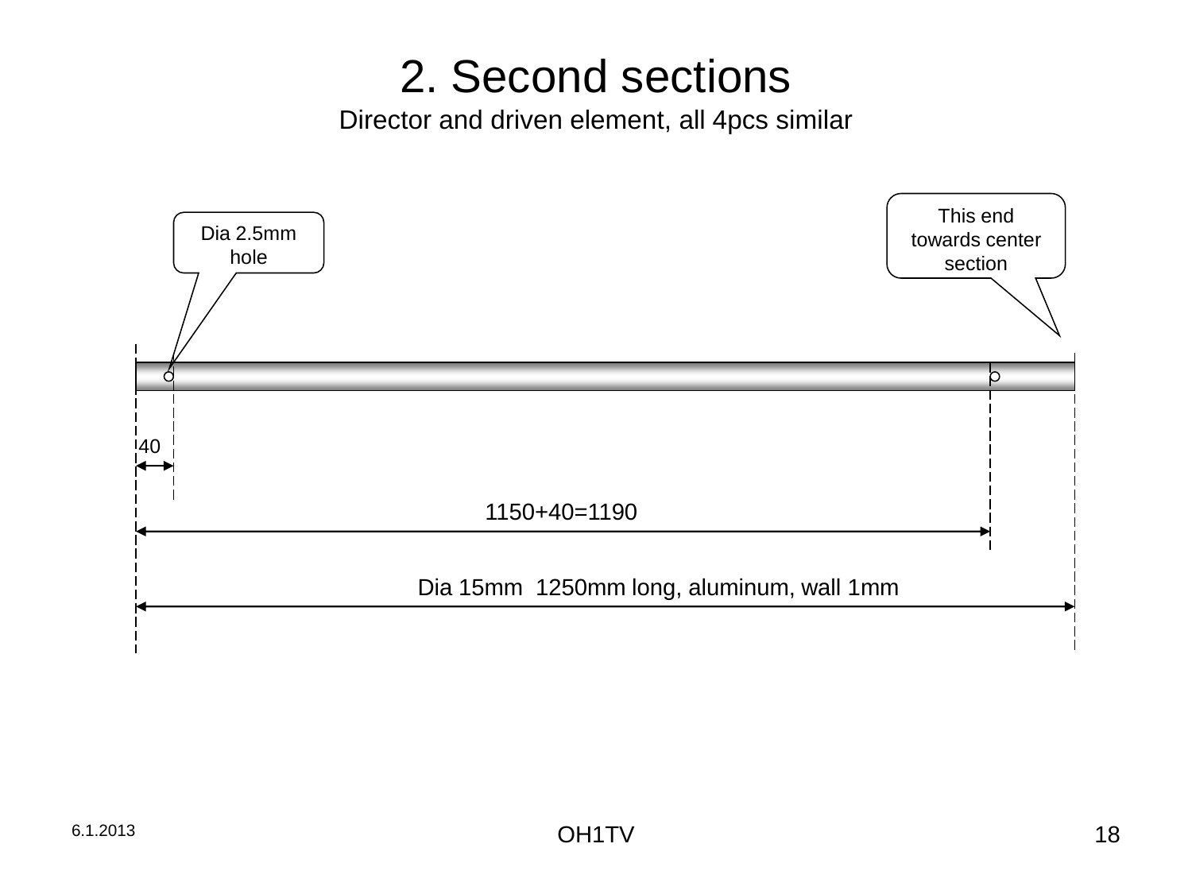# 2. Second sections

Director and driven element, all 4pcs similar

This end towards center section

Dia 2.5mm hole

40

1150+40=1190

Dia 15mm 1250mm long, aluminum, wall 1mm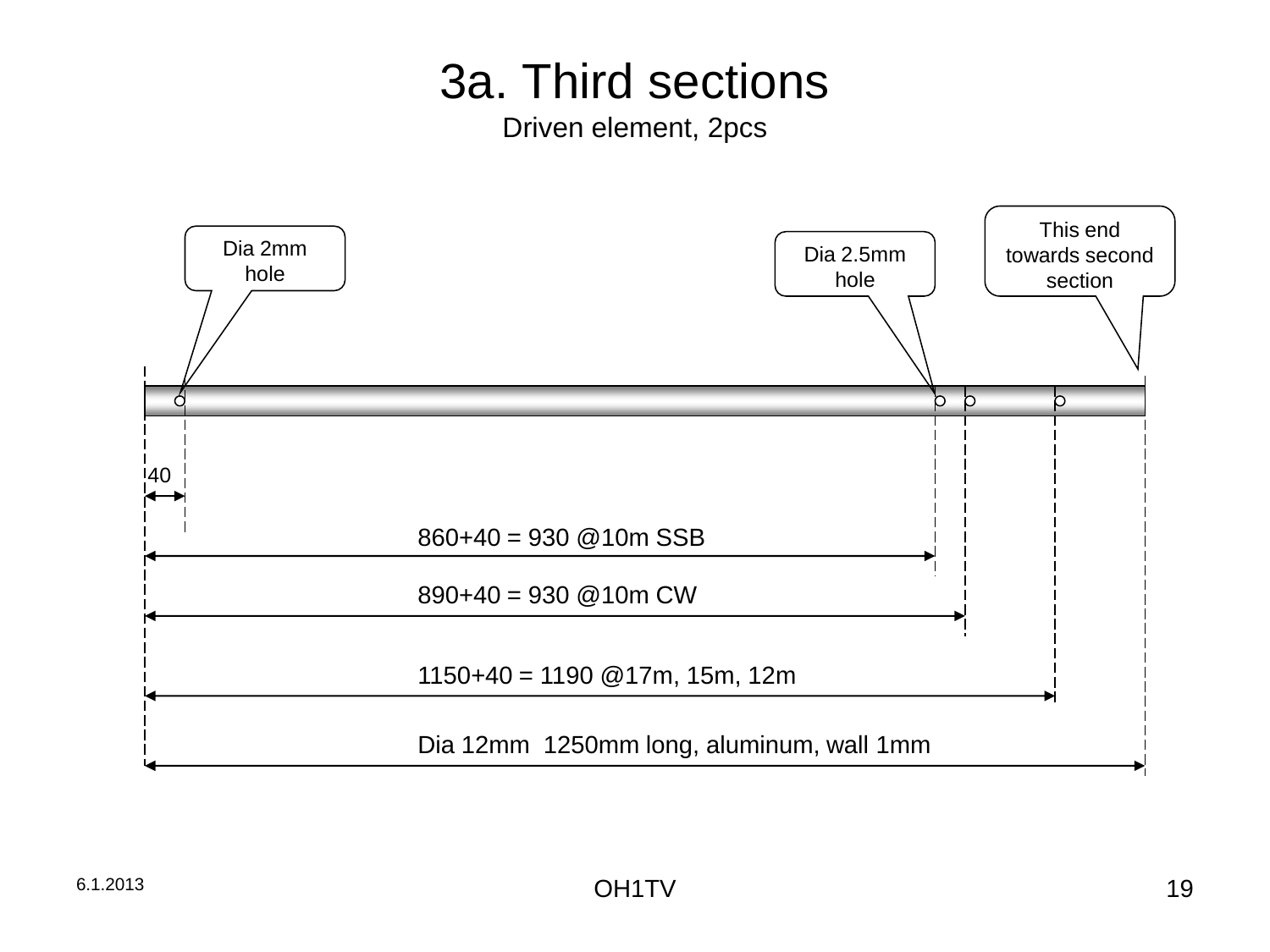# 3a. Third sections

Driven element, 2pcs

Dia 2mm hole

Dia 2.5mm hole

This end towards second section

40

860+40 = 930 @10m SSB

890+40 = 930 @10m CW

1150+40 = 1190 @17m, 15m, 12m

Dia 12mm 1250mm long, aluminum, wall 1mm

6.1.2013

OH1TV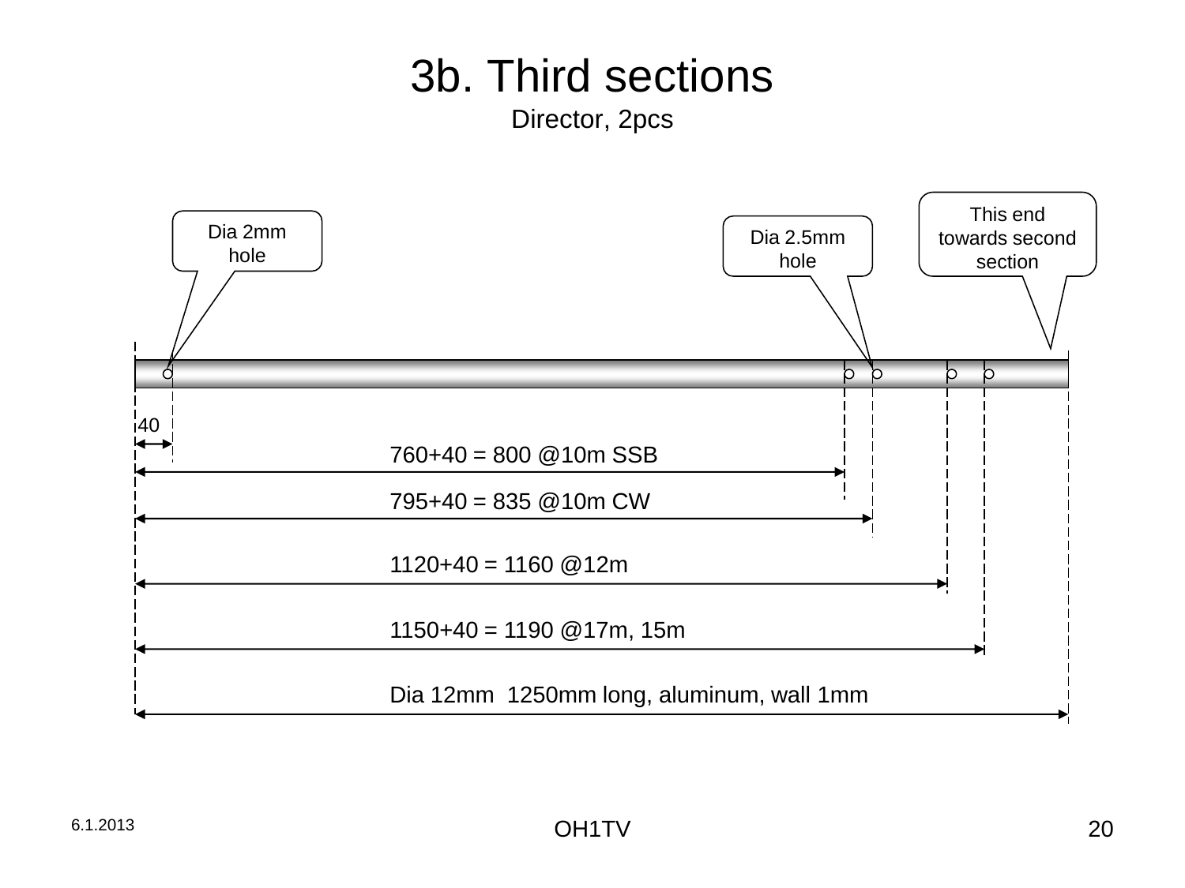# 3b. Third sections

Director, 2pcs

Dia 2mm hole

Dia 2.5mm hole

This end towards second section

40

760+40 = 800 @10m SSB

795+40 = 835 @10m CW

1120+40 = 1160 @12m

1150+40 = 1190 @17m, 15m

Dia 12mm 1250mm long, aluminum, wall 1mm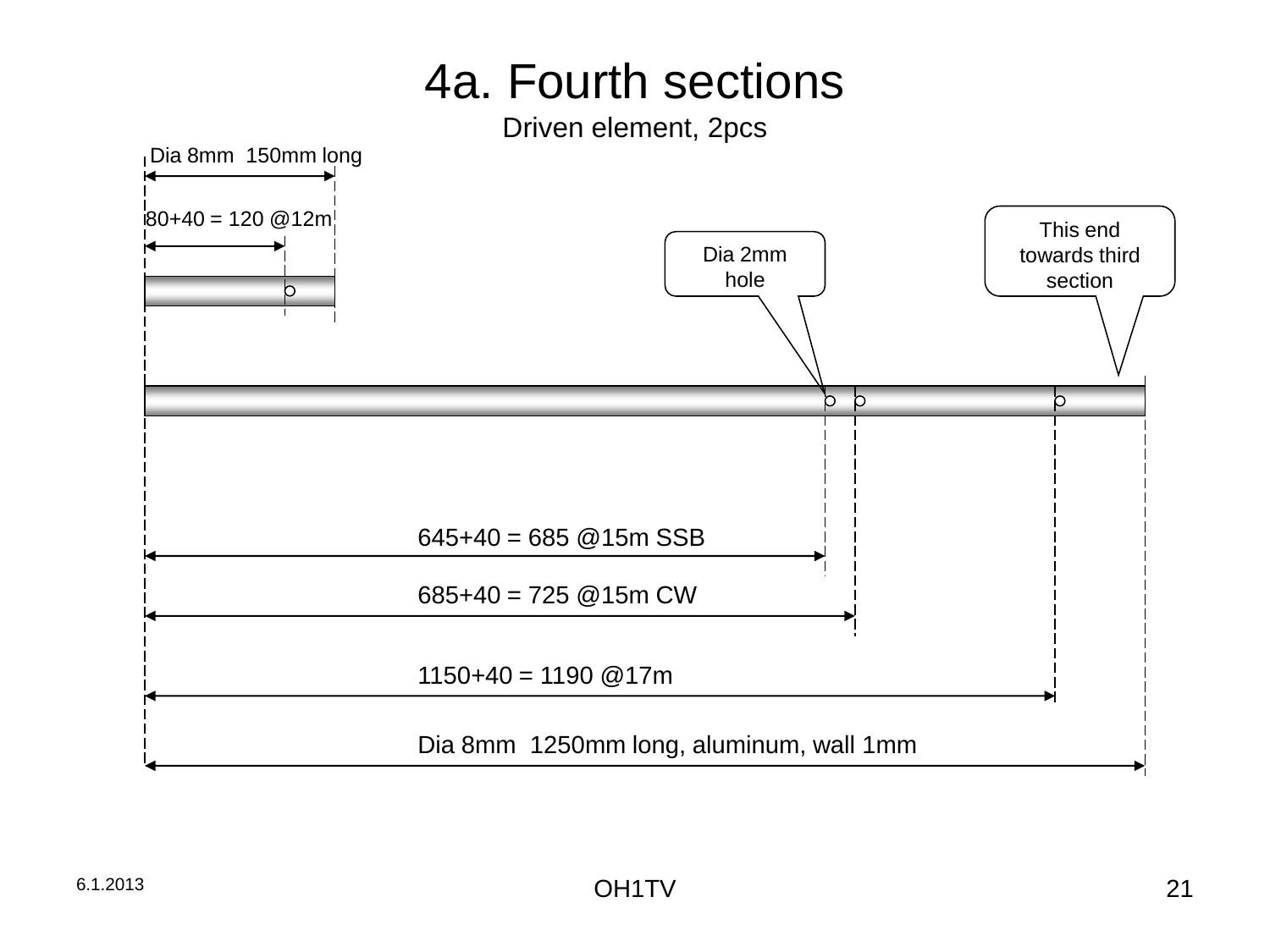# 4a. Fourth sections

Driven element, 2pcs

Dia 8mm 150mm long

80+40 = 120 @12m

This end towards third section

Dia 2mm hole

645+40 = 685 @15m SSB

685+40 = 725 @15m CW

1150+40 = 1190 @17m

Dia 8mm 1250mm long, aluminum, wall 1mm

6.1.2013

OH1TV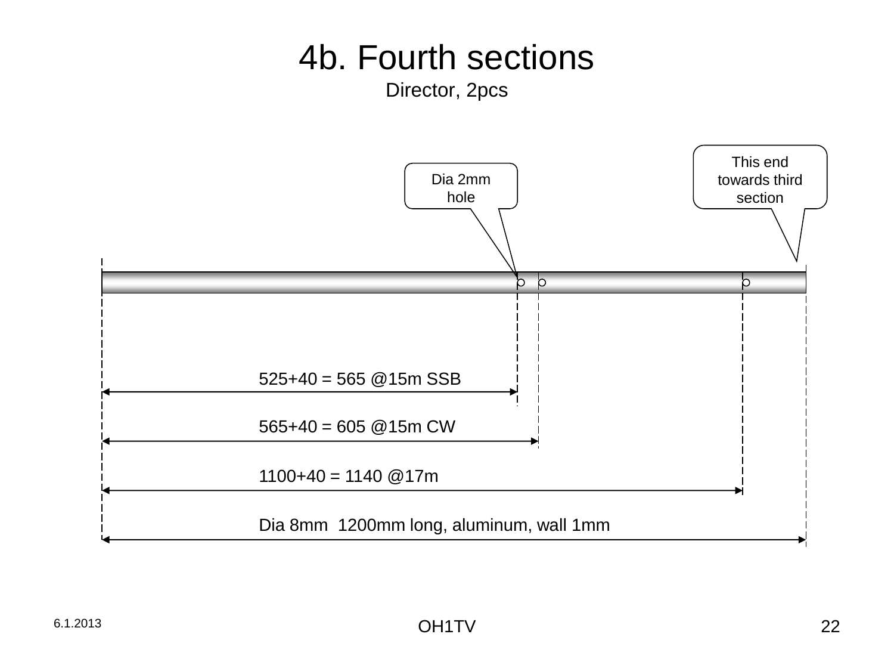# 4b. Fourth sections

Director, 2pcs

This end towards third section

Dia 2mm hole

525+40 = 565 @15m SSB

565+40 = 605 @15m CW

1100+40 = 1140 @17m

Dia 8mm 1200mm long, aluminum, wall 1mm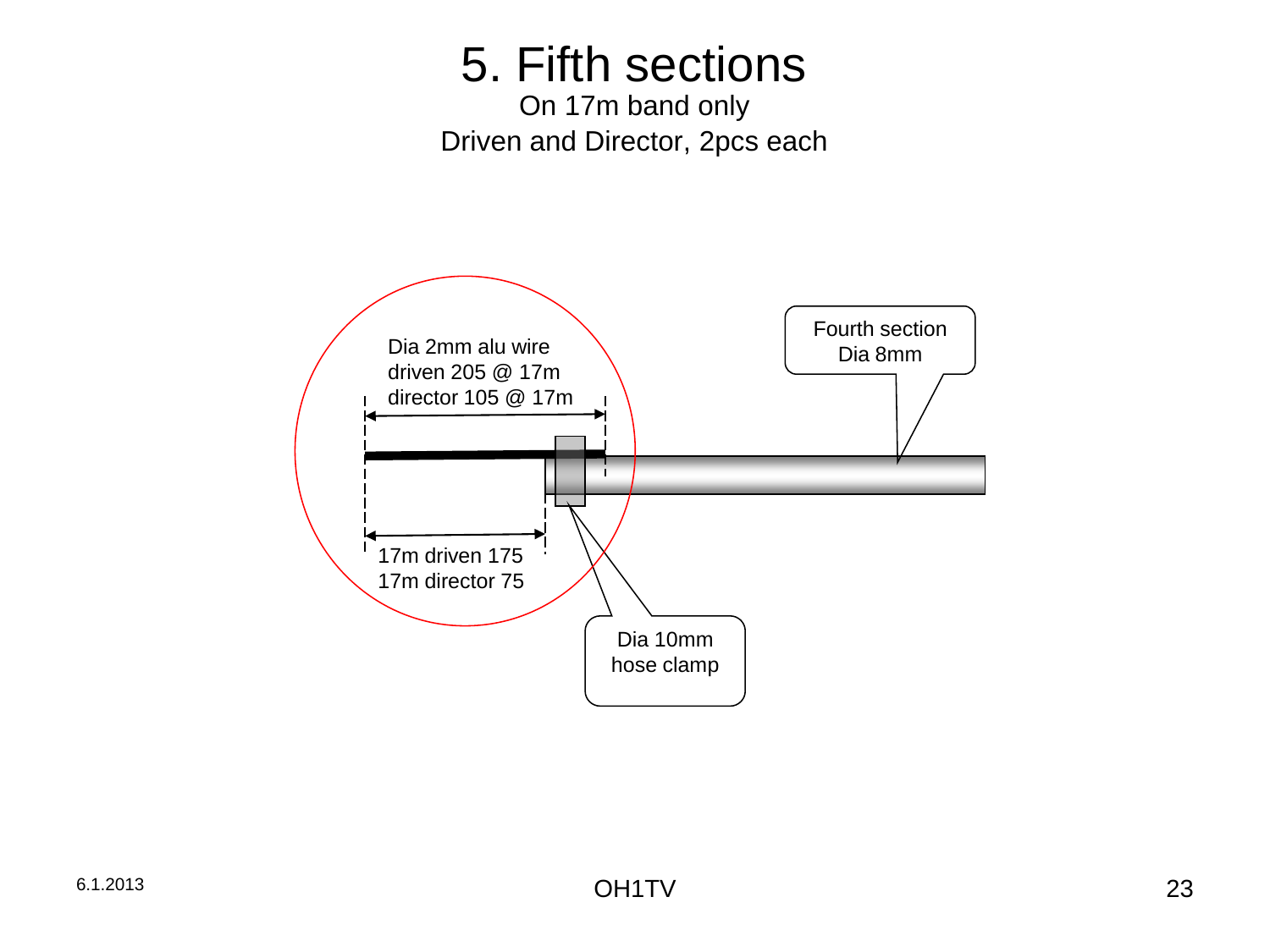# 5. Fifth sections

On 17m band only

Driven and Director, 2pcs each

Dia 2mm alu wire
driven 205 @ 17m
director 105 @ 17m

Fourth section
Dia 8mm

17m driven 175
17m director 75

Dia 10mm
hose clamp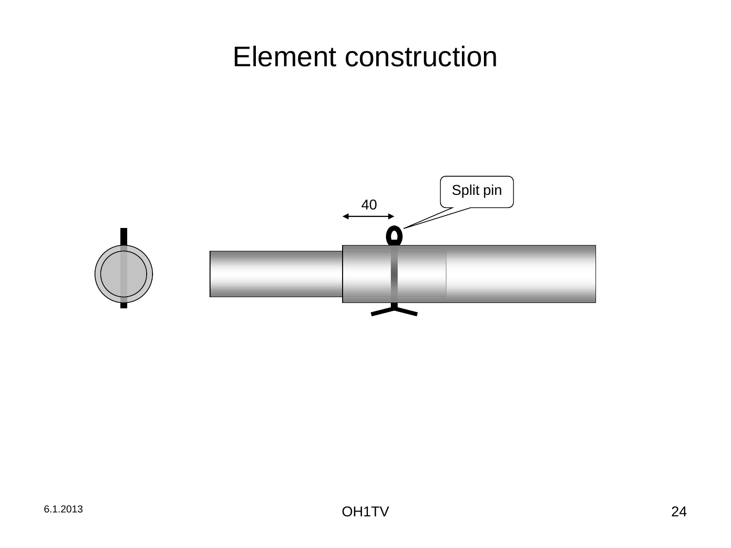# Element construction

Split pin

40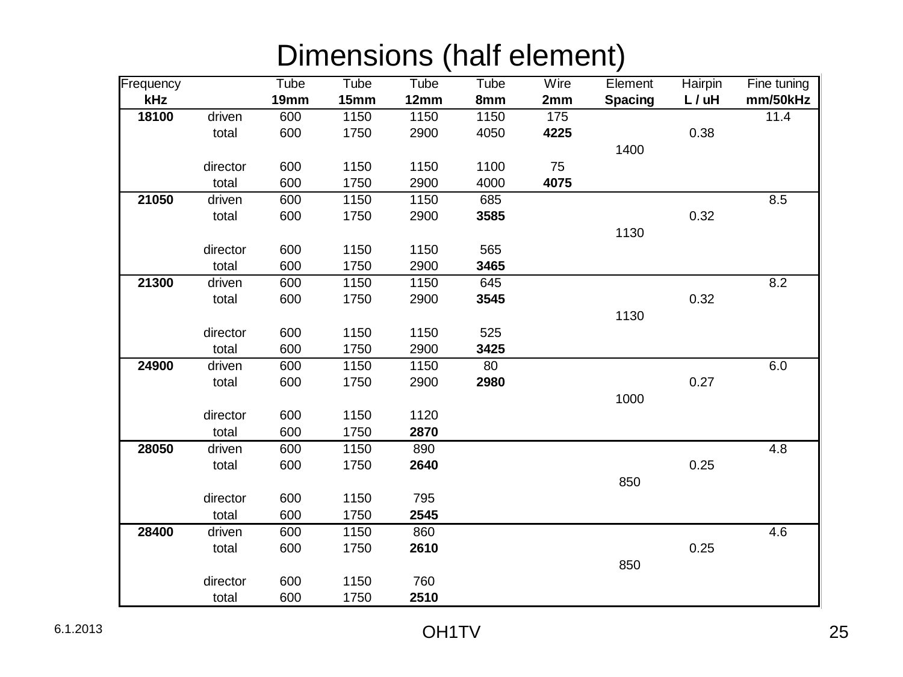# Dimensions (half element)

| Frequency kHz | | Tube 19mm | Tube 15mm | Tube 12mm | Tube 8mm | Wire 2mm | Element Spacing | Hairpin L / uH | Fine tuning mm/50kHz |
|---|---|---|---|---|---|---|---|---|---|
| **18100** | driven | 600 | 1150 | 1150 | 1150 | 175 | | | 11.4 |
| | total | 600 | 1750 | 2900 | 4050 | **4225** | | 0.38 | |
| | | | | | | | 1400 | | |
| | director | 600 | 1150 | 1150 | 1100 | 75 | | | |
| | total | 600 | 1750 | 2900 | 4000 | **4075** | | | |
| **21050** | driven | 600 | 1150 | 1150 | 685 | | | | 8.5 |
| | total | 600 | 1750 | 2900 | **3585** | | | 0.32 | |
| | | | | | | | 1130 | | |
| | director | 600 | 1150 | 1150 | 565 | | | | |
| | total | 600 | 1750 | 2900 | **3465** | | | | |
| **21300** | driven | 600 | 1150 | 1150 | 645 | | | | 8.2 |
| | total | 600 | 1750 | 2900 | **3545** | | | 0.32 | |
| | | | | | | | 1130 | | |
| | director | 600 | 1150 | 1150 | 525 | | | | |
| | total | 600 | 1750 | 2900 | **3425** | | | | |
| **24900** | driven | 600 | 1150 | 1150 | 80 | | | | 6.0 |
| | total | 600 | 1750 | 2900 | **2980** | | | 0.27 | |
| | | | | | | | 1000 | | |
| | director | 600 | 1150 | 1120 | | | | | |
| | total | 600 | 1750 | **2870** | | | | | |
| **28050** | driven | 600 | 1150 | 890 | | | | | 4.8 |
| | total | 600 | 1750 | **2640** | | | | 0.25 | |
| | | | | | | | 850 | | |
| | director | 600 | 1150 | 795 | | | | | |
| | total | 600 | 1750 | **2545** | | | | | |
| **28400** | driven | 600 | 1150 | 860 | | | | | 4.6 |
| | total | 600 | 1750 | **2610** | | | | 0.25 | |
| | | | | | | | 850 | | |
| | director | 600 | 1150 | 760 | | | | | |
| | total | 600 | 1750 | **2510** | | | | | |

6.1.2013

OH1TV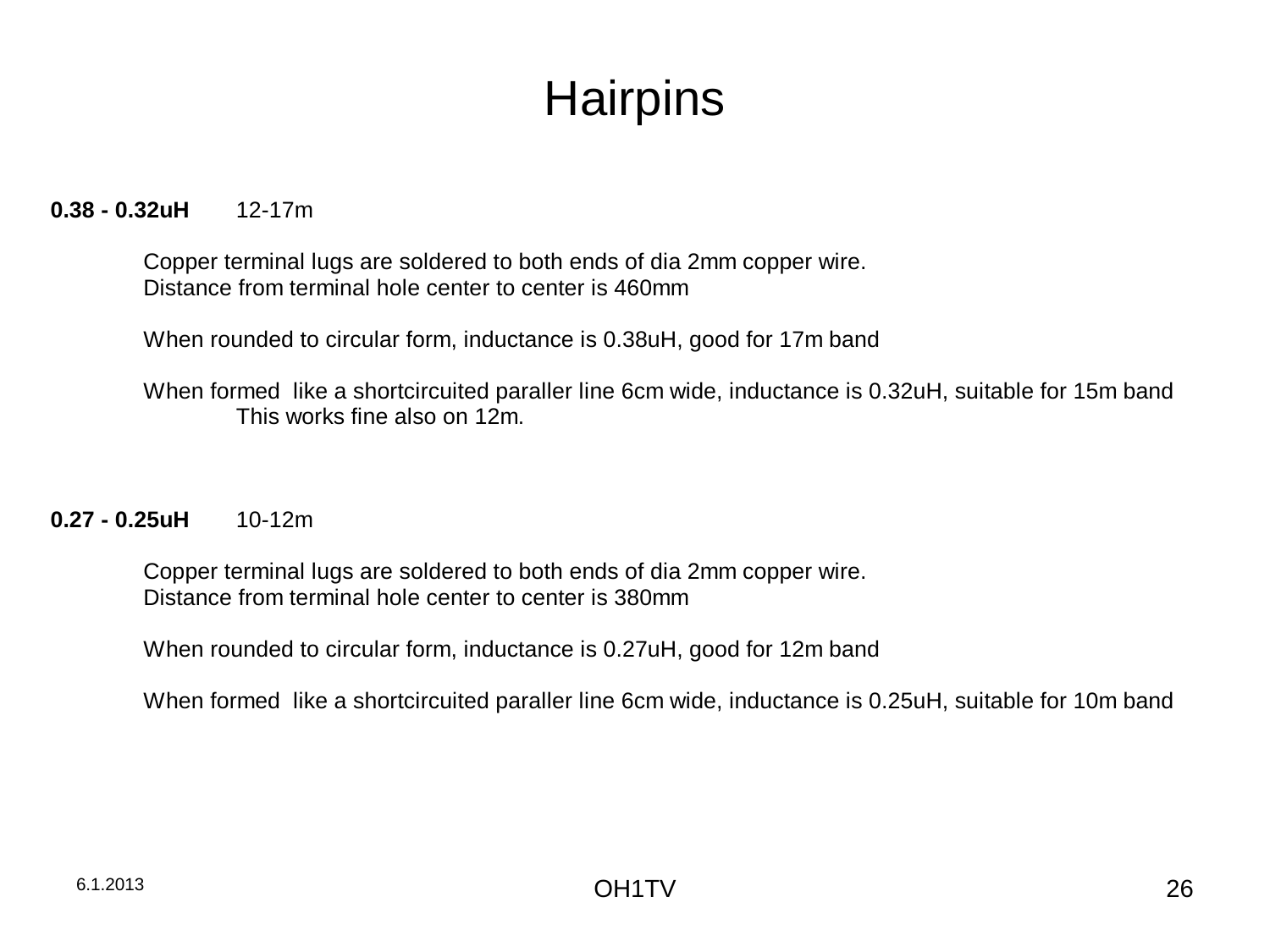# Hairpins

**0.38 - 0.32uH** 12-17m

Copper terminal lugs are soldered to both ends of dia 2mm copper wire.
Distance from terminal hole center to center is 460mm

When rounded to circular form, inductance is 0.38uH, good for 17m band

When formed like a shortcircuited paraller line 6cm wide, inductance is 0.32uH, suitable for 15m band
This works fine also on 12m.

**0.27 - 0.25uH** 10-12m

Copper terminal lugs are soldered to both ends of dia 2mm copper wire.
Distance from terminal hole center to center is 380mm

When rounded to circular form, inductance is 0.27uH, good for 12m band

When formed like a shortcircuited paraller line 6cm wide, inductance is 0.25uH, suitable for 10m band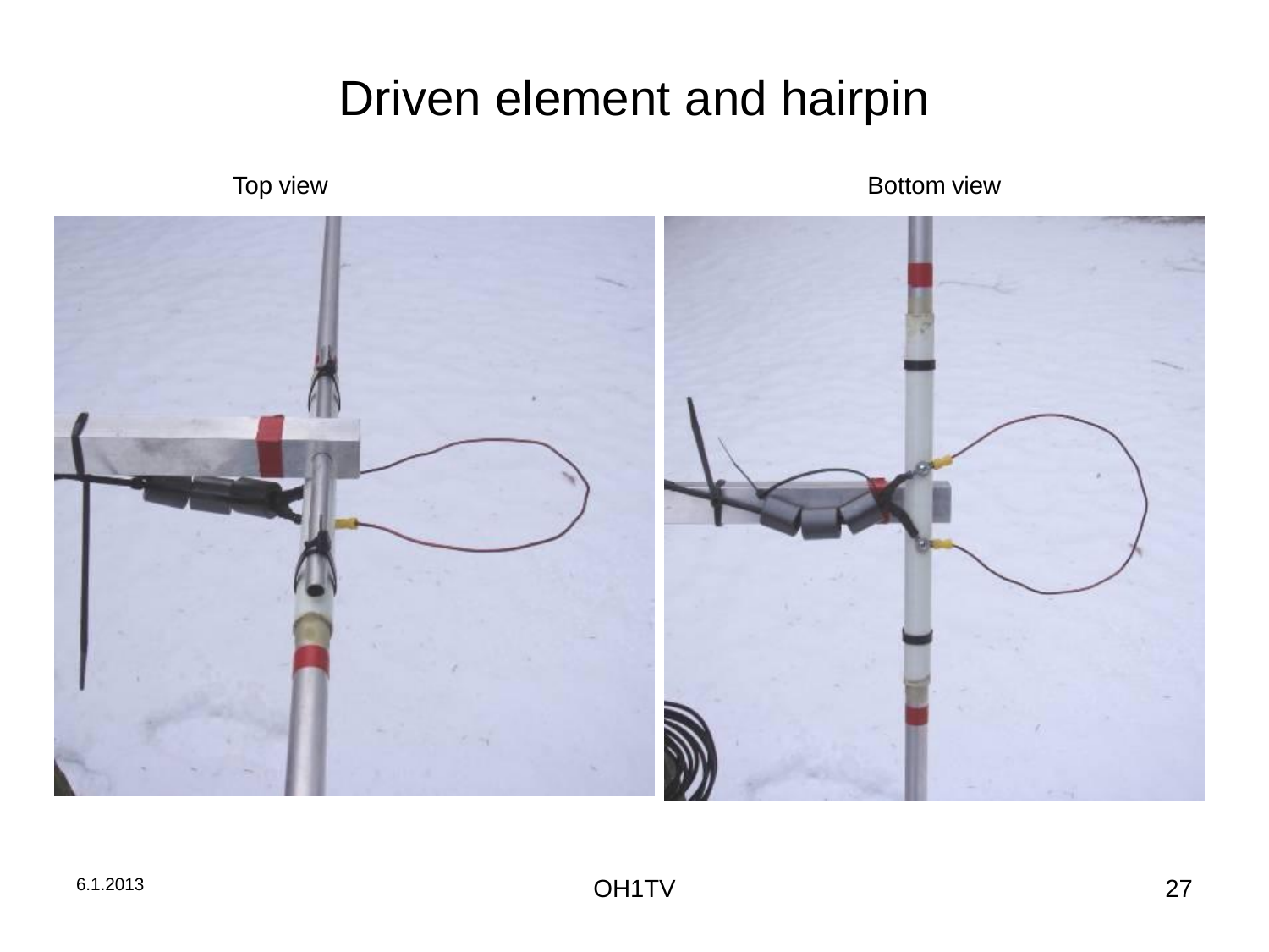# Driven element and hairpin

Top view

Bottom view